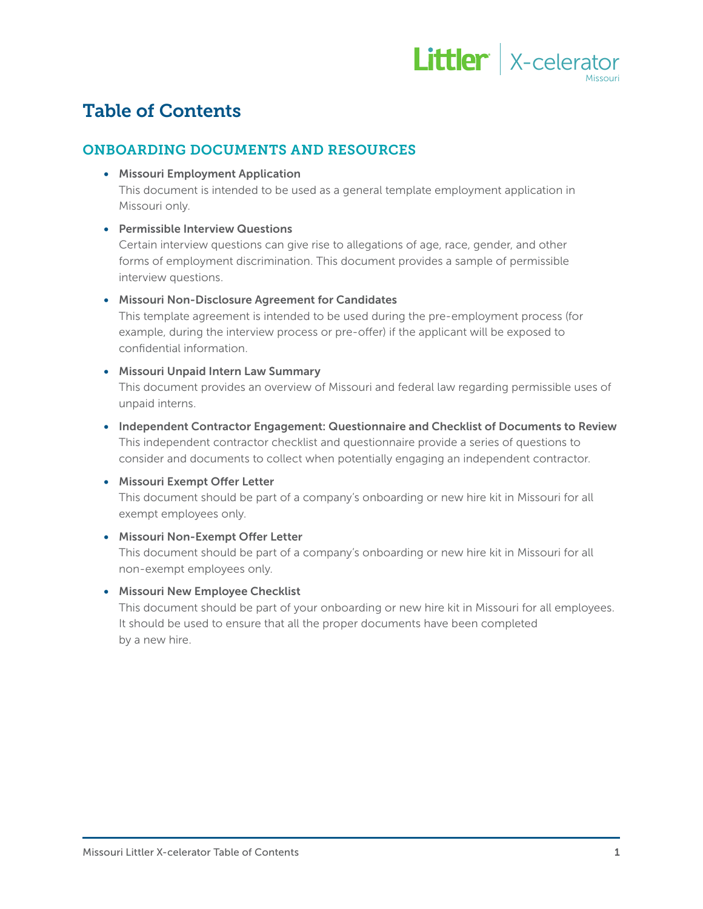# Table of Contents

## ONBOARDING DOCUMENTS AND RESOURCES

- **Missouri Employment Application**
  This document is intended to be used as a general template employment application in Missouri only.

- **Permissible Interview Questions**
  Certain interview questions can give rise to allegations of age, race, gender, and other forms of employment discrimination. This document provides a sample of permissible interview questions.

- **Missouri Non-Disclosure Agreement for Candidates**
  This template agreement is intended to be used during the pre-employment process (for example, during the interview process or pre-offer) if the applicant will be exposed to confidential information.

- **Missouri Unpaid Intern Law Summary**
  This document provides an overview of Missouri and federal law regarding permissible uses of unpaid interns.

- **Independent Contractor Engagement: Questionnaire and Checklist of Documents to Review**
  This independent contractor checklist and questionnaire provide a series of questions to consider and documents to collect when potentially engaging an independent contractor.

- **Missouri Exempt Offer Letter**
  This document should be part of a company's onboarding or new hire kit in Missouri for all exempt employees only.

- **Missouri Non-Exempt Offer Letter**
  This document should be part of a company's onboarding or new hire kit in Missouri for all non-exempt employees only.

- **Missouri New Employee Checklist**
  This document should be part of your onboarding or new hire kit in Missouri for all employees. It should be used to ensure that all the proper documents have been completed by a new hire.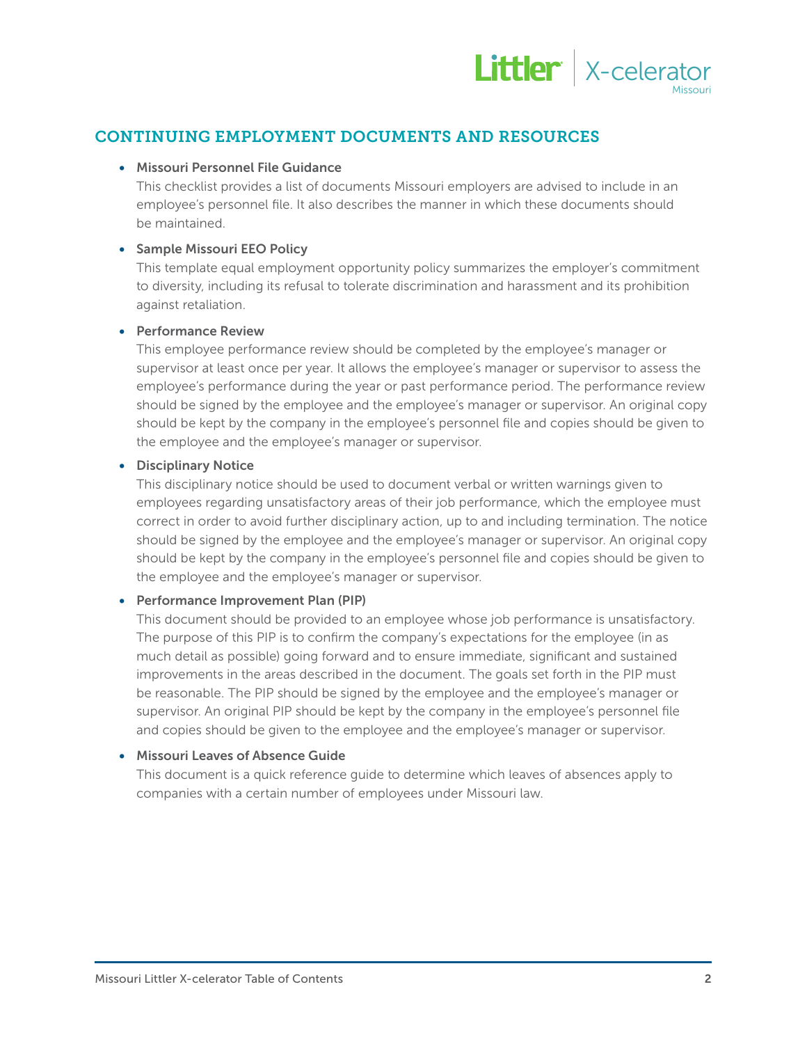## CONTINUING EMPLOYMENT DOCUMENTS AND RESOURCES

- **Missouri Personnel File Guidance**
  This checklist provides a list of documents Missouri employers are advised to include in an employee's personnel file. It also describes the manner in which these documents should be maintained.

- **Sample Missouri EEO Policy**
  This template equal employment opportunity policy summarizes the employer's commitment to diversity, including its refusal to tolerate discrimination and harassment and its prohibition against retaliation.

- **Performance Review**
  This employee performance review should be completed by the employee's manager or supervisor at least once per year. It allows the employee's manager or supervisor to assess the employee's performance during the year or past performance period. The performance review should be signed by the employee and the employee's manager or supervisor. An original copy should be kept by the company in the employee's personnel file and copies should be given to the employee and the employee's manager or supervisor.

- **Disciplinary Notice**
  This disciplinary notice should be used to document verbal or written warnings given to employees regarding unsatisfactory areas of their job performance, which the employee must correct in order to avoid further disciplinary action, up to and including termination. The notice should be signed by the employee and the employee's manager or supervisor. An original copy should be kept by the company in the employee's personnel file and copies should be given to the employee and the employee's manager or supervisor.

- **Performance Improvement Plan (PIP)**
  This document should be provided to an employee whose job performance is unsatisfactory. The purpose of this PIP is to confirm the company's expectations for the employee (in as much detail as possible) going forward and to ensure immediate, significant and sustained improvements in the areas described in the document. The goals set forth in the PIP must be reasonable. The PIP should be signed by the employee and the employee's manager or supervisor. An original PIP should be kept by the company in the employee's personnel file and copies should be given to the employee and the employee's manager or supervisor.

- **Missouri Leaves of Absence Guide**
  This document is a quick reference guide to determine which leaves of absences apply to companies with a certain number of employees under Missouri law.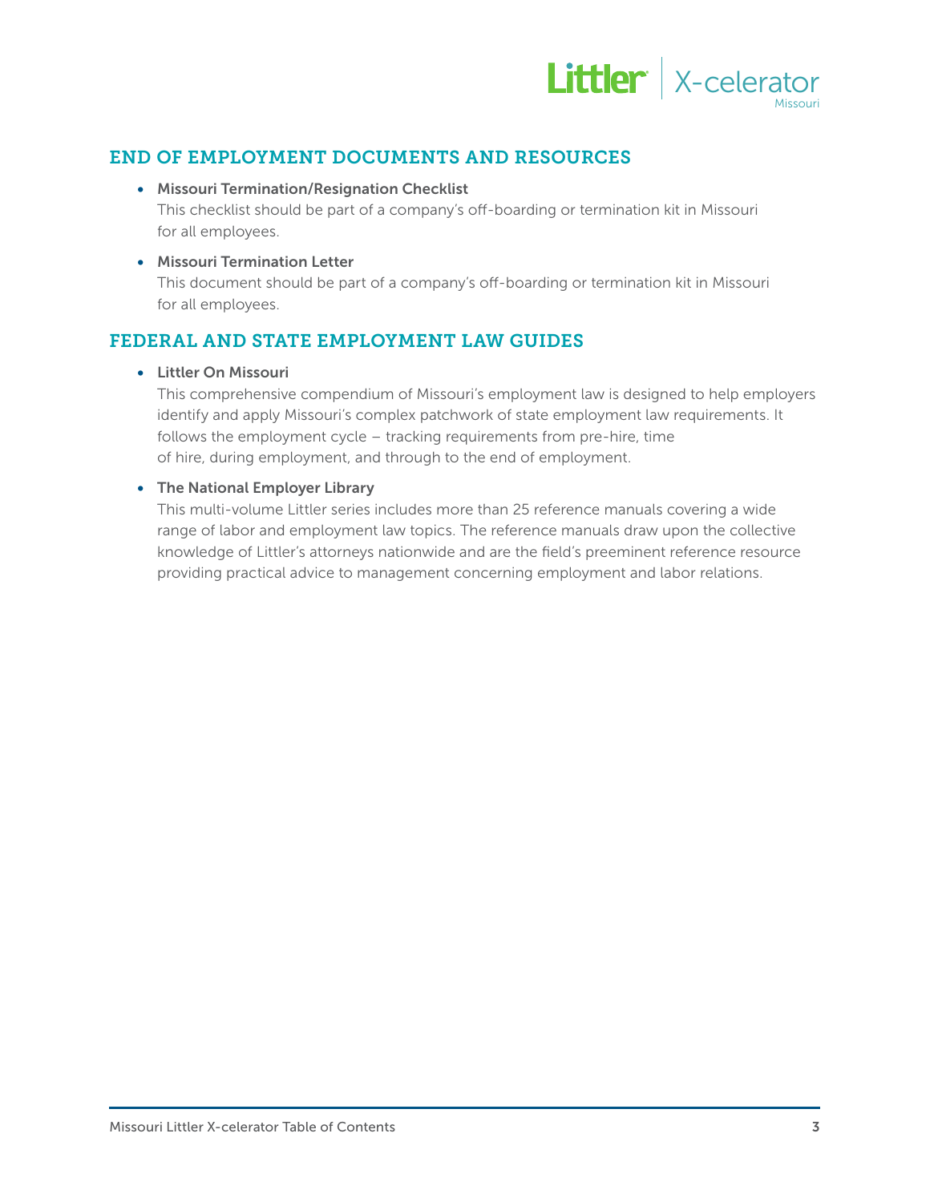## END OF EMPLOYMENT DOCUMENTS AND RESOURCES

- **Missouri Termination/Resignation Checklist**
  This checklist should be part of a company's off-boarding or termination kit in Missouri for all employees.

- **Missouri Termination Letter**
  This document should be part of a company's off-boarding or termination kit in Missouri for all employees.

## FEDERAL AND STATE EMPLOYMENT LAW GUIDES

- **Littler On Missouri**
  This comprehensive compendium of Missouri's employment law is designed to help employers identify and apply Missouri's complex patchwork of state employment law requirements. It follows the employment cycle – tracking requirements from pre-hire, time of hire, during employment, and through to the end of employment.

- **The National Employer Library**
  This multi-volume Littler series includes more than 25 reference manuals covering a wide range of labor and employment law topics. The reference manuals draw upon the collective knowledge of Littler's attorneys nationwide and are the field's preeminent reference resource providing practical advice to management concerning employment and labor relations.